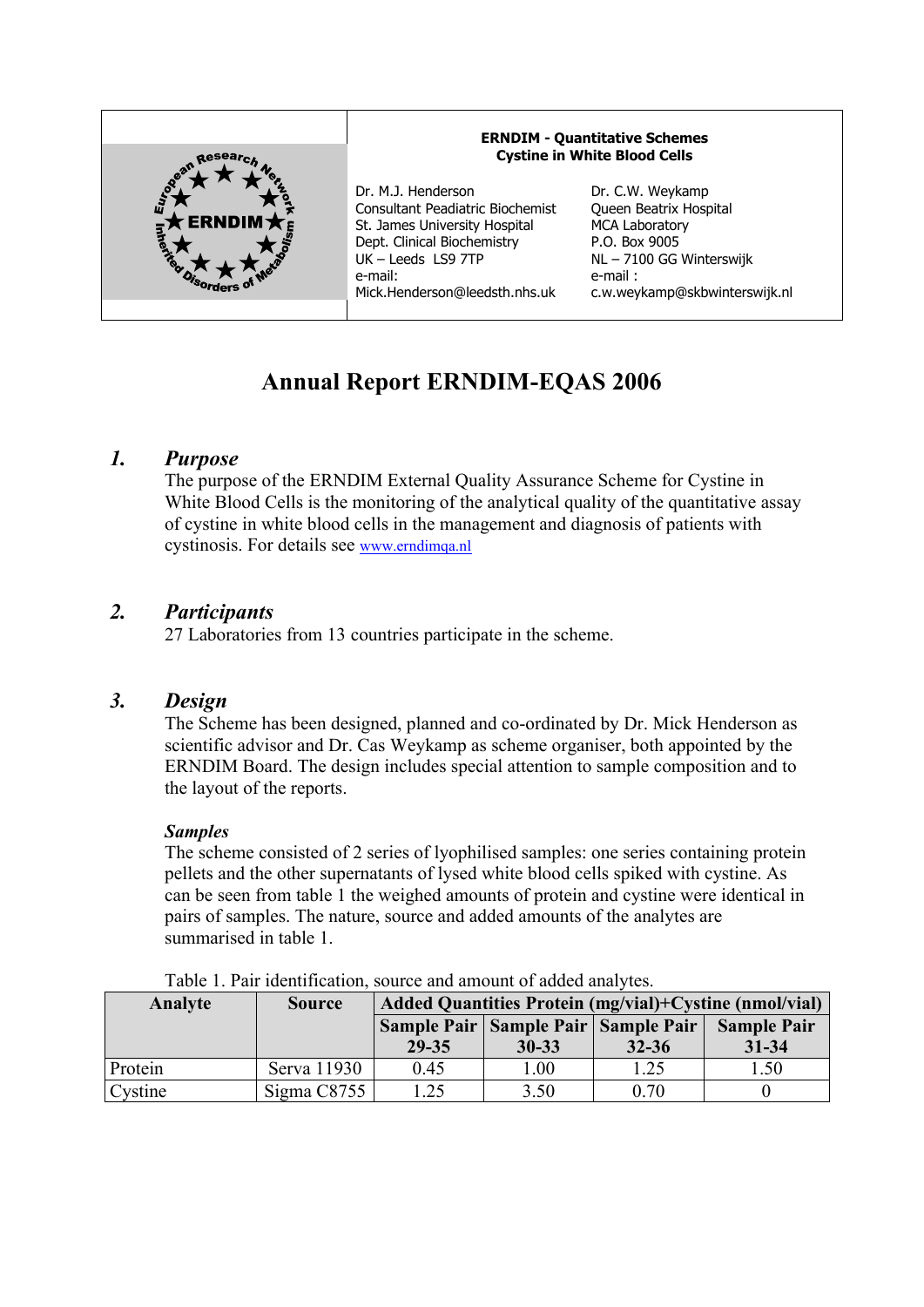**ERNDIM - Quantitative Schemes**
**Cystine in White Blood Cells**

Dr. M.J. Henderson
Consultant Peadiatric Biochemist
St. James University Hospital
Dept. Clinical Biochemistry
UK – Leeds LS9 7TP
e-mail:
Mick.Henderson@leedsth.nhs.uk

Dr. C.W. Weykamp
Queen Beatrix Hospital
MCA Laboratory
P.O. Box 9005
NL – 7100 GG Winterswijk
e-mail :
c.w.weykamp@skbwinterswijk.nl

# Annual Report ERNDIM-EQAS 2006

## *1. Purpose*

The purpose of the ERNDIM External Quality Assurance Scheme for Cystine in White Blood Cells is the monitoring of the analytical quality of the quantitative assay of cystine in white blood cells in the management and diagnosis of patients with cystinosis. For details see www.erndimqa.nl

## *2. Participants*

27 Laboratories from 13 countries participate in the scheme.

## *3. Design*

The Scheme has been designed, planned and co-ordinated by Dr. Mick Henderson as scientific advisor and Dr. Cas Weykamp as scheme organiser, both appointed by the ERNDIM Board. The design includes special attention to sample composition and to the layout of the reports.

### *Samples*

The scheme consisted of 2 series of lyophilised samples: one series containing protein pellets and the other supernatants of lysed white blood cells spiked with cystine. As can be seen from table 1 the weighed amounts of protein and cystine were identical in pairs of samples. The nature, source and added amounts of the analytes are summarised in table 1.

Table 1. Pair identification, source and amount of added analytes.

| Analyte | Source | Added Quantities Protein (mg/vial)+Cystine (nmol/vial) | | | |
|---|---|---|---|---|---|
| | | Sample Pair 29-35 | Sample Pair 30-33 | Sample Pair 32-36 | Sample Pair 31-34 |
| Protein | Serva 11930 | 0.45 | 1.00 | 1.25 | 1.50 |
| Cystine | Sigma C8755 | 1.25 | 3.50 | 0.70 | 0 |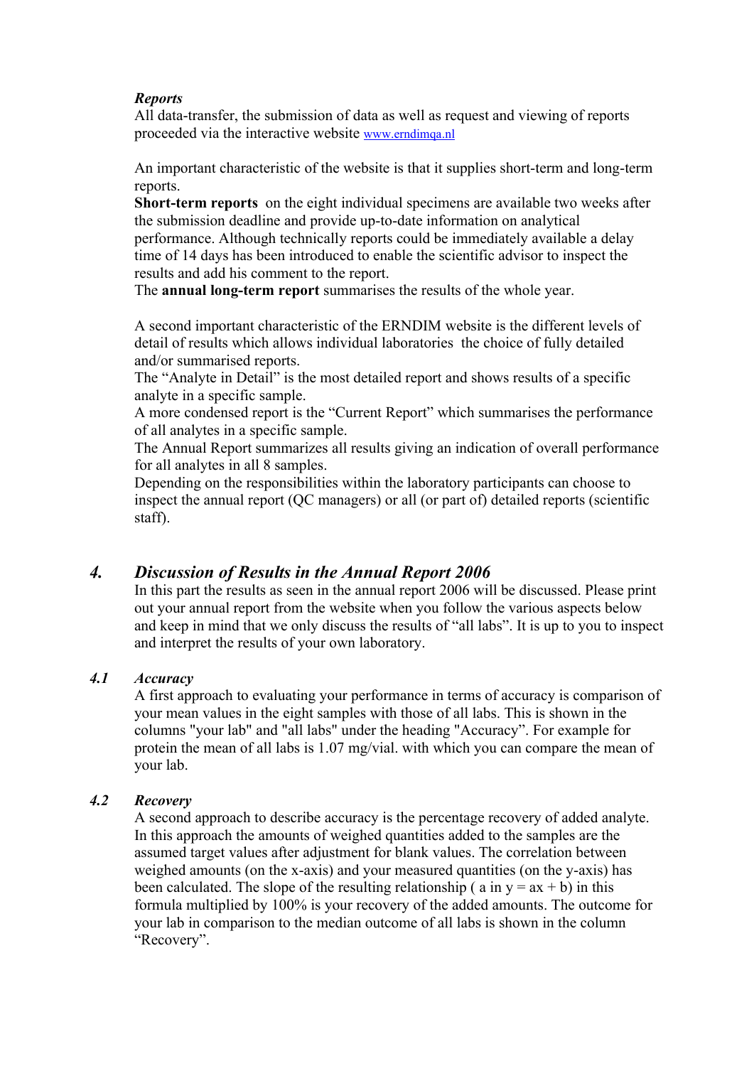*Reports*

All data-transfer, the submission of data as well as request and viewing of reports proceeded via the interactive website www.erndimqa.nl

An important characteristic of the website is that it supplies short-term and long-term reports.

**Short-term reports** on the eight individual specimens are available two weeks after the submission deadline and provide up-to-date information on analytical performance. Although technically reports could be immediately available a delay time of 14 days has been introduced to enable the scientific advisor to inspect the results and add his comment to the report.

The **annual long-term report** summarises the results of the whole year.

A second important characteristic of the ERNDIM website is the different levels of detail of results which allows individual laboratories the choice of fully detailed and/or summarised reports.

The "Analyte in Detail" is the most detailed report and shows results of a specific analyte in a specific sample.

A more condensed report is the "Current Report" which summarises the performance of all analytes in a specific sample.

The Annual Report summarizes all results giving an indication of overall performance for all analytes in all 8 samples.

Depending on the responsibilities within the laboratory participants can choose to inspect the annual report (QC managers) or all (or part of) detailed reports (scientific staff).

## *4. Discussion of Results in the Annual Report 2006*

In this part the results as seen in the annual report 2006 will be discussed. Please print out your annual report from the website when you follow the various aspects below and keep in mind that we only discuss the results of "all labs". It is up to you to inspect and interpret the results of your own laboratory.

### *4.1 Accuracy*

A first approach to evaluating your performance in terms of accuracy is comparison of your mean values in the eight samples with those of all labs. This is shown in the columns "your lab" and "all labs" under the heading "Accuracy". For example for protein the mean of all labs is 1.07 mg/vial. with which you can compare the mean of your lab.

### *4.2 Recovery*

A second approach to describe accuracy is the percentage recovery of added analyte. In this approach the amounts of weighed quantities added to the samples are the assumed target values after adjustment for blank values. The correlation between weighed amounts (on the x-axis) and your measured quantities (on the y-axis) has been calculated. The slope of the resulting relationship ( a in $y = ax + b$) in this formula multiplied by 100% is your recovery of the added amounts. The outcome for your lab in comparison to the median outcome of all labs is shown in the column "Recovery".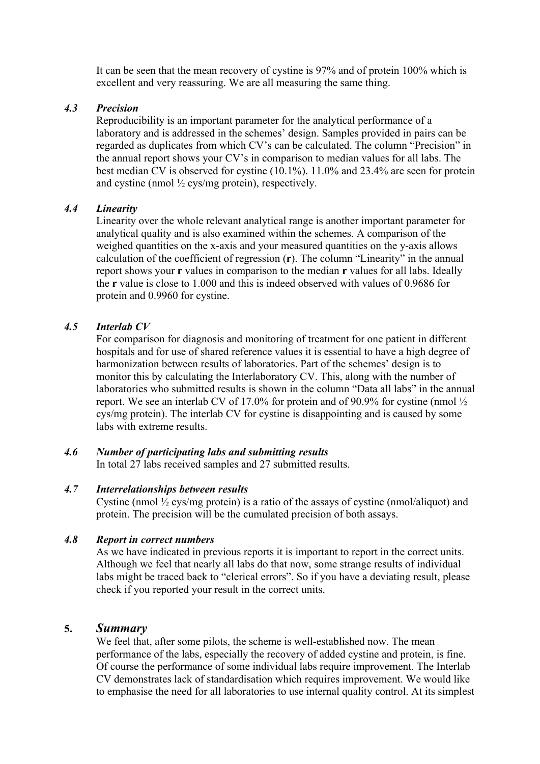It can be seen that the mean recovery of cystine is 97% and of protein 100% which is excellent and very reassuring. We are all measuring the same thing.

### *4.3 Precision*

Reproducibility is an important parameter for the analytical performance of a laboratory and is addressed in the schemes' design. Samples provided in pairs can be regarded as duplicates from which CV's can be calculated. The column "Precision" in the annual report shows your CV's in comparison to median values for all labs. The best median CV is observed for cystine (10.1%). 11.0% and 23.4% are seen for protein and cystine (nmol ½ cys/mg protein), respectively.

### *4.4 Linearity*

Linearity over the whole relevant analytical range is another important parameter for analytical quality and is also examined within the schemes. A comparison of the weighed quantities on the x-axis and your measured quantities on the y-axis allows calculation of the coefficient of regression (**r**). The column "Linearity" in the annual report shows your **r** values in comparison to the median **r** values for all labs. Ideally the **r** value is close to 1.000 and this is indeed observed with values of 0.9686 for protein and 0.9960 for cystine.

### *4.5 Interlab CV*

For comparison for diagnosis and monitoring of treatment for one patient in different hospitals and for use of shared reference values it is essential to have a high degree of harmonization between results of laboratories. Part of the schemes' design is to monitor this by calculating the Interlaboratory CV. This, along with the number of laboratories who submitted results is shown in the column "Data all labs" in the annual report. We see an interlab CV of 17.0% for protein and of 90.9% for cystine (nmol ½ cys/mg protein). The interlab CV for cystine is disappointing and is caused by some labs with extreme results.

### *4.6 Number of participating labs and submitting results*

In total 27 labs received samples and 27 submitted results.

### *4.7 Interrelationships between results*

Cystine (nmol ½ cys/mg protein) is a ratio of the assays of cystine (nmol/aliquot) and protein. The precision will be the cumulated precision of both assays.

### *4.8 Report in correct numbers*

As we have indicated in previous reports it is important to report in the correct units. Although we feel that nearly all labs do that now, some strange results of individual labs might be traced back to "clerical errors". So if you have a deviating result, please check if you reported your result in the correct units.

## 5. *Summary*

We feel that, after some pilots, the scheme is well-established now. The mean performance of the labs, especially the recovery of added cystine and protein, is fine. Of course the performance of some individual labs require improvement. The Interlab CV demonstrates lack of standardisation which requires improvement. We would like to emphasise the need for all laboratories to use internal quality control. At its simplest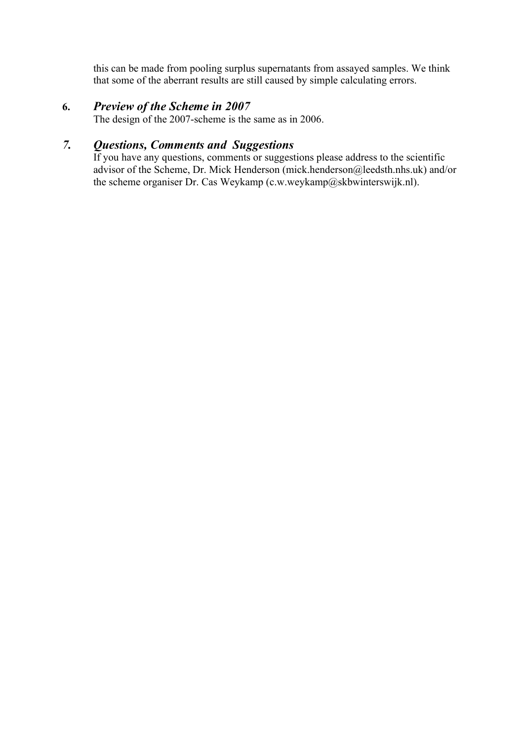this can be made from pooling surplus supernatants from assayed samples. We think that some of the aberrant results are still caused by simple calculating errors.

## 6. *Preview of the Scheme in 2007*

The design of the 2007-scheme is the same as in 2006.

## *7. Questions, Comments and Suggestions*

If you have any questions, comments or suggestions please address to the scientific advisor of the Scheme, Dr. Mick Henderson (mick.henderson@leedsth.nhs.uk) and/or the scheme organiser Dr. Cas Weykamp (c.w.weykamp@skbwinterswijk.nl).